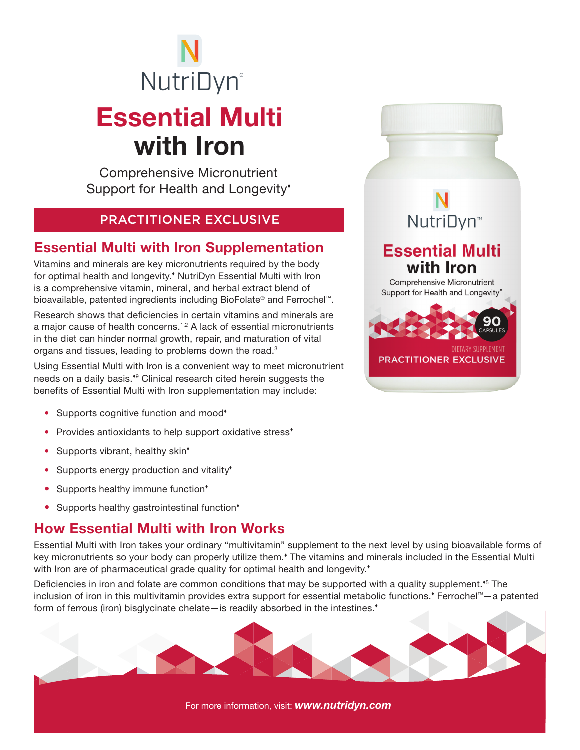NutriDyn®

# Essential Multi with Iron

Comprehensive Micronutrient Support for Health and Longevity♦

PRACTITIONER EXCLUSIVE

## Essential Multi with Iron Supplementation

Vitamins and minerals are key micronutrients required by the body for optimal health and longevity.♦ NutriDyn Essential Multi with Iron is a comprehensive vitamin, mineral, and herbal extract blend of bioavailable, patented ingredients including BioFolate® and Ferrochel™.

Research shows that deficiencies in certain vitamins and minerals are a major cause of health concerns.[1,2] A lack of essential micronutrients in the diet can hinder normal growth, repair, and maturation of vital organs and tissues, leading to problems down the road.[3]

Using Essential Multi with Iron is a convenient way to meet micronutrient needs on a daily basis.♦[9] Clinical research cited herein suggests the benefits of Essential Multi with Iron supplementation may include:

- Supports cognitive function and mood♦
- Provides antioxidants to help support oxidative stress♦
- Supports vibrant, healthy skin♦
- Supports energy production and vitality♦
- Supports healthy immune function♦
- Supports healthy gastrointestinal function♦

## How Essential Multi with Iron Works

Essential Multi with Iron takes your ordinary "multivitamin" supplement to the next level by using bioavailable forms of key micronutrients so your body can properly utilize them.♦ The vitamins and minerals included in the Essential Multi with Iron are of pharmaceutical grade quality for optimal health and longevity.♦

Deficiencies in iron and folate are common conditions that may be supported with a quality supplement.♦[5] The inclusion of iron in this multivitamin provides extra support for essential metabolic functions.♦ Ferrochel™—a patented form of ferrous (iron) bisglycinate chelate—is readily absorbed in the intestines.♦

For more information, visit: ***www.nutridyn.com***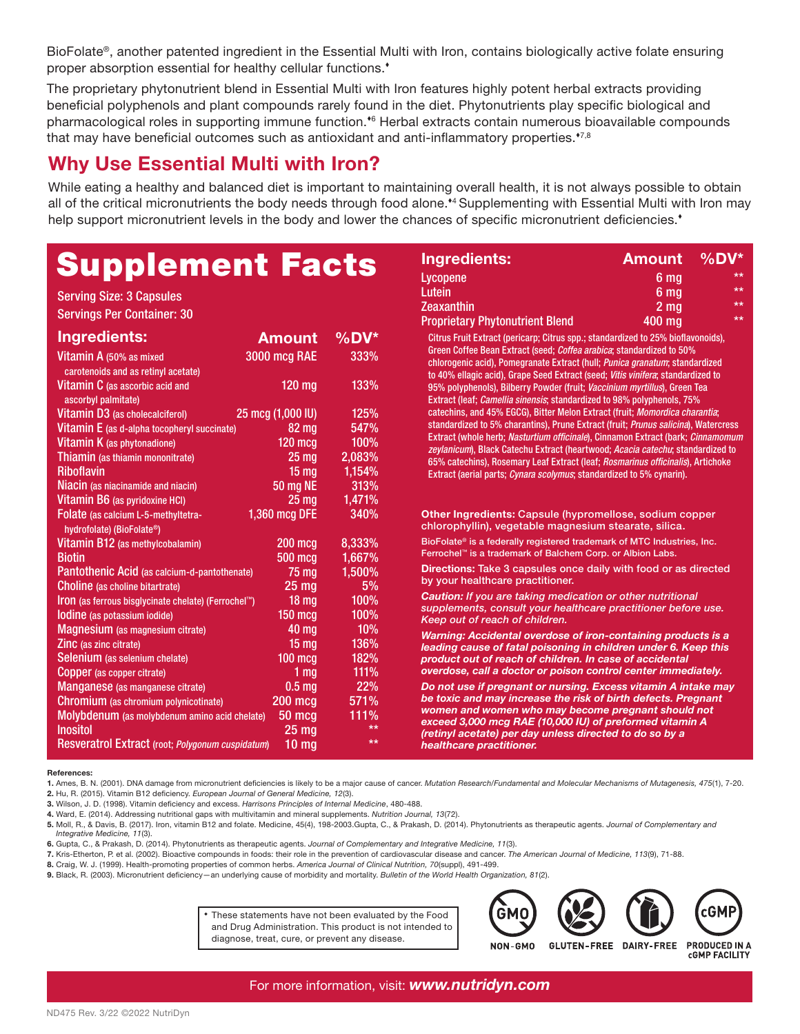BioFolate®, another patented ingredient in the Essential Multi with Iron, contains biologically active folate ensuring proper absorption essential for healthy cellular functions.♦

The proprietary phytonutrient blend in Essential Multi with Iron features highly potent herbal extracts providing beneficial polyphenols and plant compounds rarely found in the diet. Phytonutrients play specific biological and pharmacological roles in supporting immune function.♦[6] Herbal extracts contain numerous bioavailable compounds that may have beneficial outcomes such as antioxidant and anti-inflammatory properties.♦[7,8]

## Why Use Essential Multi with Iron?

While eating a healthy and balanced diet is important to maintaining overall health, it is not always possible to obtain all of the critical micronutrients the body needs through food alone.♦[4] Supplementing with Essential Multi with Iron may help support micronutrient levels in the body and lower the chances of specific micronutrient deficiencies.♦

# Supplement Facts

Serving Size: 3 Capsules
Servings Per Container: 30

| Ingredients: | Amount | %DV* |
|---|---|---|
| Vitamin A (50% as mixed carotenoids and as retinyl acetate) | 3000 mcg RAE | 333% |
| Vitamin C (as ascorbic acid and ascorbyl palmitate) | 120 mg | 133% |
| Vitamin D3 (as cholecalciferol) | 25 mcg (1,000 IU) | 125% |
| Vitamin E (as d-alpha tocopheryl succinate) | 82 mg | 547% |
| Vitamin K (as phytonadione) | 120 mcg | 100% |
| Thiamin (as thiamin mononitrate) | 25 mg | 2,083% |
| Riboflavin | 15 mg | 1,154% |
| Niacin (as niacinamide and niacin) | 50 mg NE | 313% |
| Vitamin B6 (as pyridoxine HCl) | 25 mg | 1,471% |
| Folate (as calcium L-5-methyltetra-hydrofolate) (BioFolate®) | 1,360 mcg DFE | 340% |
| Vitamin B12 (as methylcobalamin) | 200 mcg | 8,333% |
| Biotin | 500 mcg | 1,667% |
| Pantothenic Acid (as calcium-d-pantothenate) | 75 mg | 1,500% |
| Choline (as choline bitartrate) | 25 mg | 5% |
| Iron (as ferrous bisglycinate chelate) (Ferrochel™) | 18 mg | 100% |
| Iodine (as potassium iodide) | 150 mcg | 100% |
| Magnesium (as magnesium citrate) | 40 mg | 10% |
| Zinc (as zinc citrate) | 15 mg | 136% |
| Selenium (as selenium chelate) | 100 mcg | 182% |
| Copper (as copper citrate) | 1 mg | 111% |
| Manganese (as manganese citrate) | 0.5 mg | 22% |
| Chromium (as chromium polynicotinate) | 200 mcg | 571% |
| Molybdenum (as molybdenum amino acid chelate) | 50 mcg | 111% |
| Inositol | 25 mg | ** |
| Resveratrol Extract (root; *Polygonum cuspidatum*) | 10 mg | ** |
| Lycopene | 6 mg | ** |
| Lutein | 6 mg | ** |
| Zeaxanthin | 2 mg | ** |
| Proprietary Phytonutrient Blend | 400 mg | ** |

Citrus Fruit Extract (pericarp; Citrus spp.; standardized to 25% bioflavonoids), Green Coffee Bean Extract (seed; *Coffea arabica*; standardized to 50% chlorogenic acid), Pomegranate Extract (hull; *Punica granatum*; standardized to 40% ellagic acid), Grape Seed Extract (seed; *Vitis vinifera*; standardized to 95% polyphenols), Bilberry Powder (fruit; *Vaccinium myrtillus*), Green Tea Extract (leaf; *Camellia sinensis*; standardized to 98% polyphenols, 75% catechins, and 45% EGCG), Bitter Melon Extract (fruit; *Momordica charantia*; standardized to 5% charantins), Prune Extract (fruit; *Prunus salicina*), Watercress Extract (whole herb; *Nasturtium officinale*), Cinnamon Extract (bark; *Cinnamomum zeylanicum*), Black Catechu Extract (heartwood; *Acacia catechu*; standardized to 65% catechins), Rosemary Leaf Extract (leaf; *Rosmarinus officinalis*), Artichoke Extract (aerial parts; *Cynara scolymus*; standardized to 5% cynarin).

**Other Ingredients:** Capsule (hypromellose, sodium copper chlorophyllin), vegetable magnesium stearate, silica.

BioFolate® is a federally registered trademark of MTC Industries, Inc. Ferrochel™ is a trademark of Balchem Corp. or Albion Labs.

**Directions:** Take 3 capsules once daily with food or as directed by your healthcare practitioner.

***Caution:** If you are taking medication or other nutritional supplements, consult your healthcare practitioner before use. Keep out of reach of children.*

***Warning: Accidental overdose of iron-containing products is a leading cause of fatal poisoning in children under 6. Keep this product out of reach of children. In case of accidental overdose, call a doctor or poison control center immediately.***

***Do not use if pregnant or nursing. Excess vitamin A intake may be toxic and may increase the risk of birth defects. Pregnant women and women who may become pregnant should not exceed 3,000 mcg RAE (10,000 IU) of preformed vitamin A (retinyl acetate) per day unless directed to do so by a healthcare practitioner.***

**References:**

1. Ames, B. N. (2001). DNA damage from micronutrient deficiencies is likely to be a major cause of cancer. *Mutation Research/Fundamental and Molecular Mechanisms of Mutagenesis, 475*(1), 7-20.
2. Hu, R. (2015). Vitamin B12 deficiency. *European Journal of General Medicine, 12*(3).
3. Wilson, J. D. (1998). Vitamin deficiency and excess. *Harrisons Principles of Internal Medicine*, 480-488.
4. Ward, E. (2014). Addressing nutritional gaps with multivitamin and mineral supplements. *Nutrition Journal, 13*(72).
5. Moll, R., & Davis, B. (2017). Iron, vitamin B12 and folate. Medicine, 45(4), 198-2003.Gupta, C., & Prakash, D. (2014). Phytonutrients as therapeutic agents. *Journal of Complementary and Integrative Medicine, 11*(3).
6. Gupta, C., & Prakash, D. (2014). Phytonutrients as therapeutic agents. *Journal of Complementary and Integrative Medicine, 11*(3).
7. Kris-Etherton, P. et al. (2002). Bioactive compounds in foods: their role in the prevention of cardiovascular disease and cancer. *The American Journal of Medicine, 113*(9), 71-88.
8. Craig, W. J. (1999). Health-promoting properties of common herbs. *America Journal of Clinical Nutrition, 70*(suppl), 491-499.
9. Black, R. (2003). Micronutrient deficiency—an underlying cause of morbidity and mortality. *Bulletin of the World Health Organization, 81*(2).

♦ These statements have not been evaluated by the Food and Drug Administration. This product is not intended to diagnose, treat, cure, or prevent any disease.

NON-GMO | GLUTEN-FREE | DAIRY-FREE | PRODUCED IN A cGMP FACILITY

For more information, visit: ***www.nutridyn.com***

ND475 Rev. 3/22 ©2022 NutriDyn